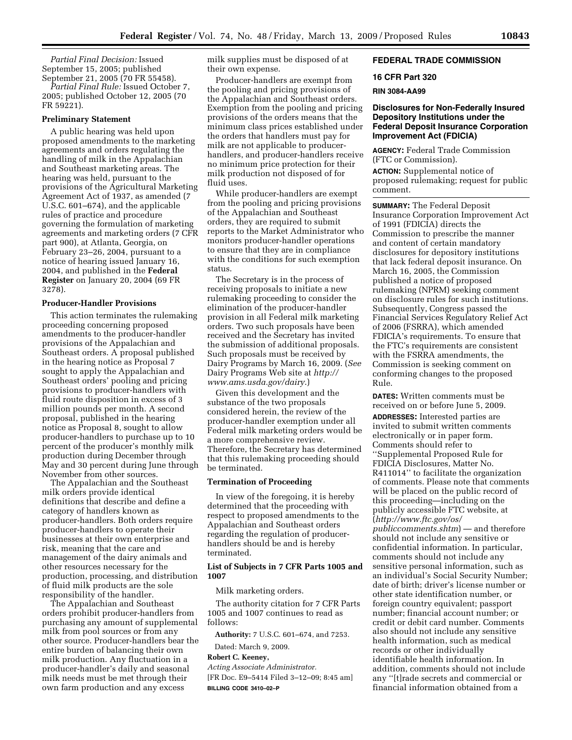*Partial Final Decision:* Issued September 15, 2005; published September 21, 2005 (70 FR 55458).

*Partial Final Rule:* Issued October 7, 2005; published October 12, 2005 (70 FR 59221).

**Preliminary Statement**

A public hearing was held upon proposed amendments to the marketing agreements and orders regulating the handling of milk in the Appalachian and Southeast marketing areas. The hearing was held, pursuant to the provisions of the Agricultural Marketing Agreement Act of 1937, as amended (7 U.S.C. 601–674), and the applicable rules of practice and procedure governing the formulation of marketing agreements and marketing orders (7 CFR part 900), at Atlanta, Georgia, on February 23–26, 2004, pursuant to a notice of hearing issued January 16, 2004, and published in the **Federal Register** on January 20, 2004 (69 FR 3278).

**Producer-Handler Provisions**

This action terminates the rulemaking proceeding concerning proposed amendments to the producer-handler provisions of the Appalachian and Southeast orders. A proposal published in the hearing notice as Proposal 7 sought to apply the Appalachian and Southeast orders' pooling and pricing provisions to producer-handlers with fluid route disposition in excess of 3 million pounds per month. A second proposal, published in the hearing notice as Proposal 8, sought to allow producer-handlers to purchase up to 10 percent of the producer's monthly milk production during December through May and 30 percent during June through November from other sources.

The Appalachian and the Southeast milk orders provide identical definitions that describe and define a category of handlers known as producer-handlers. Both orders require producer-handlers to operate their businesses at their own enterprise and risk, meaning that the care and management of the dairy animals and other resources necessary for the production, processing, and distribution of fluid milk products are the sole responsibility of the handler.

The Appalachian and Southeast orders prohibit producer-handlers from purchasing any amount of supplemental milk from pool sources or from any other source. Producer-handlers bear the entire burden of balancing their own milk production. Any fluctuation in a producer-handler's daily and seasonal milk needs must be met through their own farm production and any excess milk supplies must be disposed of at their own expense.

Producer-handlers are exempt from the pooling and pricing provisions of the Appalachian and Southeast orders. Exemption from the pooling and pricing provisions of the orders means that the minimum class prices established under the orders that handlers must pay for milk are not applicable to producer-handlers, and producer-handlers receive no minimum price protection for their milk production not disposed of for fluid uses.

While producer-handlers are exempt from the pooling and pricing provisions of the Appalachian and Southeast orders, they are required to submit reports to the Market Administrator who monitors producer-handler operations to ensure that they are in compliance with the conditions for such exemption status.

The Secretary is in the process of receiving proposals to initiate a new rulemaking proceeding to consider the elimination of the producer-handler provision in all Federal milk marketing orders. Two such proposals have been received and the Secretary has invited the submission of additional proposals. Such proposals must be received by Dairy Programs by March 16, 2009. (*See* Dairy Programs Web site at *http://www.ams.usda.gov/dairy*.)

Given this development and the substance of the two proposals considered herein, the review of the producer-handler exemption under all Federal milk marketing orders would be a more comprehensive review. Therefore, the Secretary has determined that this rulemaking proceeding should be terminated.

**Termination of Proceeding**

In view of the foregoing, it is hereby determined that the proceeding with respect to proposed amendments to the Appalachian and Southeast orders regarding the regulation of producer-handlers should be and is hereby terminated.

**List of Subjects in 7 CFR Parts 1005 and 1007**

Milk marketing orders.

The authority citation for 7 CFR Parts 1005 and 1007 continues to read as follows:

**Authority:** 7 U.S.C. 601–674, and 7253.

Dated: March 9, 2009.

**Robert C. Keeney,**

*Acting Associate Administrator.*

[FR Doc. E9–5414 Filed 3–12–09; 8:45 am]

**BILLING CODE 3410–02–P**

## FEDERAL TRADE COMMISSION

### 16 CFR Part 320

**RIN 3084-AA99**

### Disclosures for Non-Federally Insured Depository Institutions under the Federal Deposit Insurance Corporation Improvement Act (FDICIA)

**AGENCY:** Federal Trade Commission (FTC or Commission).

**ACTION:** Supplemental notice of proposed rulemaking; request for public comment.

**SUMMARY:** The Federal Deposit Insurance Corporation Improvement Act of 1991 (FDICIA) directs the Commission to prescribe the manner and content of certain mandatory disclosures for depository institutions that lack federal deposit insurance. On March 16, 2005, the Commission published a notice of proposed rulemaking (NPRM) seeking comment on disclosure rules for such institutions. Subsequently, Congress passed the Financial Services Regulatory Relief Act of 2006 (FSRRA), which amended FDICIA's requirements. To ensure that the FTC's requirements are consistent with the FSRRA amendments, the Commission is seeking comment on conforming changes to the proposed Rule.

**DATES:** Written comments must be received on or before June 5, 2009.

**ADDRESSES:** Interested parties are invited to submit written comments electronically or in paper form. Comments should refer to ''Supplemental Proposed Rule for FDICIA Disclosures, Matter No. R411014'' to facilitate the organization of comments. Please note that comments will be placed on the public record of this proceeding—including on the publicly accessible FTC website, at (*http://www.ftc.gov/os/publiccomments.shtm*) — and therefore should not include any sensitive or confidential information. In particular, comments should not include any sensitive personal information, such as an individual's Social Security Number; date of birth; driver's license number or other state identification number, or foreign country equivalent; passport number; financial account number; or credit or debit card number. Comments also should not include any sensitive health information, such as medical records or other individually identifiable health information. In addition, comments should not include any ''[t]rade secrets and commercial or financial information obtained from a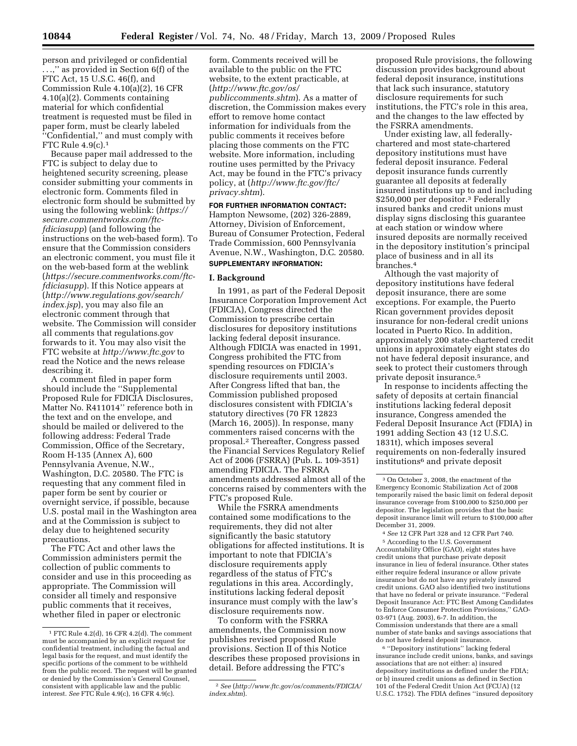person and privileged or confidential . . .,'' as provided in Section 6(f) of the FTC Act, 15 U.S.C. 46(f), and Commission Rule 4.10(a)(2), 16 CFR 4.10(a)(2). Comments containing material for which confidential treatment is requested must be filed in paper form, must be clearly labeled ''Confidential,'' and must comply with FTC Rule 4.9(c).[1]

Because paper mail addressed to the FTC is subject to delay due to heightened security screening, please consider submitting your comments in electronic form. Comments filed in electronic form should be submitted by using the following weblink: (*https://secure.commentworks.com/ftc-fdiciasupp*) (and following the instructions on the web-based form). To ensure that the Commission considers an electronic comment, you must file it on the web-based form at the weblink (*https://secure.commentworks.com/ftc-fdiciasupp*). If this Notice appears at (*http://www.regulations.gov/search/index.jsp*), you may also file an electronic comment through that website. The Commission will consider all comments that regulations.gov forwards to it. You may also visit the FTC website at *http://www.ftc.gov* to read the Notice and the news release describing it.

A comment filed in paper form should include the ''Supplemental Proposed Rule for FDICIA Disclosures, Matter No. R411014'' reference both in the text and on the envelope, and should be mailed or delivered to the following address: Federal Trade Commission, Office of the Secretary, Room H-135 (Annex A), 600 Pennsylvania Avenue, N.W., Washington, D.C. 20580. The FTC is requesting that any comment filed in paper form be sent by courier or overnight service, if possible, because U.S. postal mail in the Washington area and at the Commission is subject to delay due to heightened security precautions.

The FTC Act and other laws the Commission administers permit the collection of public comments to consider and use in this proceeding as appropriate. The Commission will consider all timely and responsive public comments that it receives, whether filed in paper or electronic form. Comments received will be available to the public on the FTC website, to the extent practicable, at (*http://www.ftc.gov/os/publiccomments.shtm*). As a matter of discretion, the Commission makes every effort to remove home contact information for individuals from the public comments it receives before placing those comments on the FTC website. More information, including routine uses permitted by the Privacy Act, may be found in the FTC's privacy policy, at (*http://www.ftc.gov/ftc/privacy.shtm*).

**FOR FURTHER INFORMATION CONTACT:** Hampton Newsome, (202) 326-2889, Attorney, Division of Enforcement, Bureau of Consumer Protection, Federal Trade Commission, 600 Pennsylvania Avenue, N.W., Washington, D.C. 20580.

**SUPPLEMENTARY INFORMATION:**

## I. Background

In 1991, as part of the Federal Deposit Insurance Corporation Improvement Act (FDICIA), Congress directed the Commission to prescribe certain disclosures for depository institutions lacking federal deposit insurance. Although FDICIA was enacted in 1991, Congress prohibited the FTC from spending resources on FDICIA's disclosure requirements until 2003. After Congress lifted that ban, the Commission published proposed disclosures consistent with FDICIA's statutory directives (70 FR 12823 (March 16, 2005)). In response, many commenters raised concerns with the proposal.[2] Thereafter, Congress passed the Financial Services Regulatory Relief Act of 2006 (FSRRA) (Pub. L. 109-351) amending FDICIA. The FSRRA amendments addressed almost all of the concerns raised by commenters with the FTC's proposed Rule.

While the FSRRA amendments contained some modifications to the requirements, they did not alter significantly the basic statutory obligations for affected institutions. It is important to note that FDICIA's disclosure requirements apply regardless of the status of FTC's regulations in this area. Accordingly, institutions lacking federal deposit insurance must comply with the law's disclosure requirements now.

To conform with the FSRRA amendments, the Commission now publishes revised proposed Rule provisions. Section II of this Notice describes these proposed provisions in detail. Before addressing the FTC's proposed Rule provisions, the following discussion provides background about federal deposit insurance, institutions that lack such insurance, statutory disclosure requirements for such institutions, the FTC's role in this area, and the changes to the law effected by the FSRRA amendments.

Under existing law, all federally-chartered and most state-chartered depository institutions must have federal deposit insurance. Federal deposit insurance funds currently guarantee all deposits at federally insured institutions up to and including $250,000 per depositor.[3] Federally insured banks and credit unions must display signs disclosing this guarantee at each station or window where insured deposits are normally received in the depository institution's principal place of business and in all its branches.[4]

Although the vast majority of depository institutions have federal deposit insurance, there are some exceptions. For example, the Puerto Rican government provides deposit insurance for non-federal credit unions located in Puerto Rico. In addition, approximately 200 state-chartered credit unions in approximately eight states do not have federal deposit insurance, and seek to protect their customers through private deposit insurance.[5]

In response to incidents affecting the safety of deposits at certain financial institutions lacking federal deposit insurance, Congress amended the Federal Deposit Insurance Act (FDIA) in 1991 adding Section 43 (12 U.S.C. 1831t), which imposes several requirements on non-federally insured institutions[6] and private deposit

---

[1] FTC Rule 4.2(d), 16 CFR 4.2(d). The comment must be accompanied by an explicit request for confidential treatment, including the factual and legal basis for the request, and must identify the specific portions of the comment to be withheld from the public record. The request will be granted or denied by the Commission's General Counsel, consistent with applicable law and the public interest. *See* FTC Rule 4.9(c), 16 CFR 4.9(c).

[2] *See* (*http://www.ftc.gov/os/comments/FDICIA/index.shtm*).

[3] On October 3, 2008, the enactment of the Emergency Economic Stabilization Act of 2008 temporarily raised the basic limit on federal deposit insurance coverage from $100,000 to $250,000 per depositor. The legislation provides that the basic deposit insurance limit will return to $100,000 after December 31, 2009.

[4] *See* 12 CFR Part 328 and 12 CFR Part 740.

[5] According to the U.S. Government Accountability Office (GAO), eight states have credit unions that purchase private deposit insurance in lieu of federal insurance. Other states either require federal insurance or allow private insurance but do not have any privately insured credit unions. GAO also identified two institutions that have no federal or private insurance. ''Federal Deposit Insurance Act: FTC Best Among Candidates to Enforce Consumer Protection Provisions,'' GAO-03-971 (Aug. 2003), 6-7. In addition, the Commission understands that there are a small number of state banks and savings associations that do not have federal deposit insurance.

[6] ''Depository institutions'' lacking federal insurance include credit unions, banks, and savings associations that are not either: a) insured depository institutions as defined under the FDIA; or b) insured credit unions as defined in Section 101 of the Federal Credit Union Act (FCUA) (12 U.S.C. 1752). The FDIA defines ''insured depository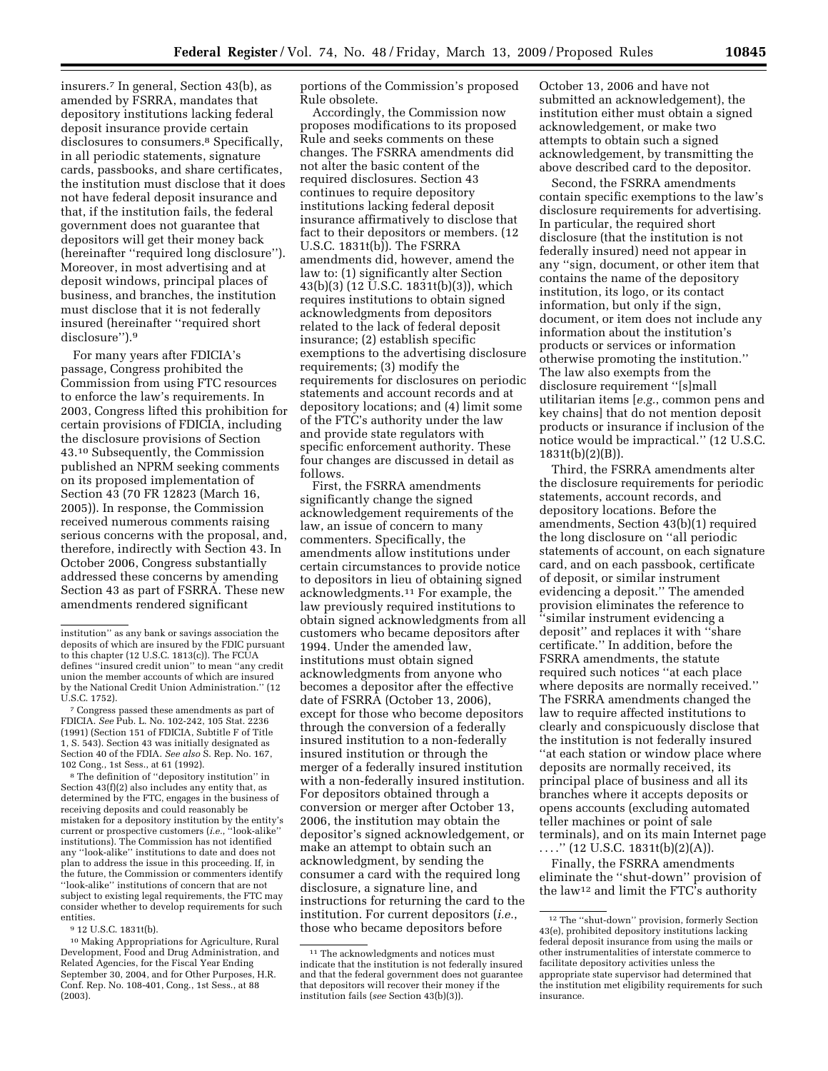insurers.[7] In general, Section 43(b), as amended by FSRRA, mandates that depository institutions lacking federal deposit insurance provide certain disclosures to consumers.[8] Specifically, in all periodic statements, signature cards, passbooks, and share certificates, the institution must disclose that it does not have federal deposit insurance and that, if the institution fails, the federal government does not guarantee that depositors will get their money back (hereinafter ''required long disclosure''). Moreover, in most advertising and at deposit windows, principal places of business, and branches, the institution must disclose that it is not federally insured (hereinafter ''required short disclosure'').[9]

For many years after FDICIA's passage, Congress prohibited the Commission from using FTC resources to enforce the law's requirements. In 2003, Congress lifted this prohibition for certain provisions of FDICIA, including the disclosure provisions of Section 43.[10] Subsequently, the Commission published an NPRM seeking comments on its proposed implementation of Section 43 (70 FR 12823 (March 16, 2005)). In response, the Commission received numerous comments raising serious concerns with the proposal, and, therefore, indirectly with Section 43. In October 2006, Congress substantially addressed these concerns by amending Section 43 as part of FSRRA. These new amendments rendered significant portions of the Commission's proposed Rule obsolete.

Accordingly, the Commission now proposes modifications to its proposed Rule and seeks comments on these changes. The FSRRA amendments did not alter the basic content of the required disclosures. Section 43 continues to require depository institutions lacking federal deposit insurance affirmatively to disclose that fact to their depositors or members. (12 U.S.C. 1831t(b)). The FSRRA amendments did, however, amend the law to: (1) significantly alter Section 43(b)(3) (12 U.S.C. 1831t(b)(3)), which requires institutions to obtain signed acknowledgments from depositors related to the lack of federal deposit insurance; (2) establish specific exemptions to the advertising disclosure requirements; (3) modify the requirements for disclosures on periodic statements and account records and at depository locations; and (4) limit some of the FTC's authority under the law and provide state regulators with specific enforcement authority. These four changes are discussed in detail as follows.

First, the FSRRA amendments significantly change the signed acknowledgement requirements of the law, an issue of concern to many commenters. Specifically, the amendments allow institutions under certain circumstances to provide notice to depositors in lieu of obtaining signed acknowledgments.[11] For example, the law previously required institutions to obtain signed acknowledgments from all customers who became depositors after 1994. Under the amended law, institutions must obtain signed acknowledgments from anyone who becomes a depositor after the effective date of FSRRA (October 13, 2006), except for those who become depositors through the conversion of a federally insured institution to a non-federally insured institution or through the merger of a federally insured institution with a non-federally insured institution. For depositors obtained through a conversion or merger after October 13, 2006, the institution may obtain the depositor's signed acknowledgement, or make an attempt to obtain such an acknowledgment, by sending the consumer a card with the required long disclosure, a signature line, and instructions for returning the card to the institution. For current depositors (*i.e.*, those who became depositors before October 13, 2006 and have not submitted an acknowledgement), the institution either must obtain a signed acknowledgement, or make two attempts to obtain such a signed acknowledgement, by transmitting the above described card to the depositor.

Second, the FSRRA amendments contain specific exemptions to the law's disclosure requirements for advertising. In particular, the required short disclosure (that the institution is not federally insured) need not appear in any ''sign, document, or other item that contains the name of the depository institution, its logo, or its contact information, but only if the sign, document, or item does not include any information about the institution's products or services or information otherwise promoting the institution.'' The law also exempts from the disclosure requirement ''[s]mall utilitarian items [*e.g.*, common pens and key chains] that do not mention deposit products or insurance if inclusion of the notice would be impractical.'' (12 U.S.C. 1831t(b)(2)(B)).

Third, the FSRRA amendments alter the disclosure requirements for periodic statements, account records, and depository locations. Before the amendments, Section 43(b)(1) required the long disclosure on ''all periodic statements of account, on each signature card, and on each passbook, certificate of deposit, or similar instrument evidencing a deposit.'' The amended provision eliminates the reference to ''similar instrument evidencing a deposit'' and replaces it with ''share certificate.'' In addition, before the FSRRA amendments, the statute required such notices ''at each place where deposits are normally received.'' The FSRRA amendments changed the law to require affected institutions to clearly and conspicuously disclose that the institution is not federally insured ''at each station or window place where deposits are normally received, its principal place of business and all its branches where it accepts deposits or opens accounts (excluding automated teller machines or point of sale terminals), and on its main Internet page . . . .'' (12 U.S.C. 1831t(b)(2)(A)).

Finally, the FSRRA amendments eliminate the ''shut-down'' provision of the law[12] and limit the FTC's authority

---

institution'' as any bank or savings association the deposits of which are insured by the FDIC pursuant to this chapter (12 U.S.C. 1813(c)). The FCUA defines ''insured credit union'' to mean ''any credit union the member accounts of which are insured by the National Credit Union Administration.'' (12 U.S.C. 1752).

[7] Congress passed these amendments as part of FDICIA. *See* Pub. L. No. 102-242, 105 Stat. 2236 (1991) (Section 151 of FDICIA, Subtitle F of Title 1, S. 543). Section 43 was initially designated as Section 40 of the FDIA. *See also* S. Rep. No. 167, 102 Cong., 1st Sess., at 61 (1992).

[8] The definition of ''depository institution'' in Section 43(f)(2) also includes any entity that, as determined by the FTC, engages in the business of receiving deposits and could reasonably be mistaken for a depository institution by the entity's current or prospective customers (*i.e.*, ''look-alike'' institutions). The Commission has not identified any ''look-alike'' institutions to date and does not plan to address the issue in this proceeding. If, in the future, the Commission or commenters identify ''look-alike'' institutions of concern that are not subject to existing legal requirements, the FTC may consider whether to develop requirements for such entities.

[9] 12 U.S.C. 1831t(b).

[10] Making Appropriations for Agriculture, Rural Development, Food and Drug Administration, and Related Agencies, for the Fiscal Year Ending September 30, 2004, and for Other Purposes, H.R. Conf. Rep. No. 108-401, Cong., 1st Sess., at 88 (2003).

[11] The acknowledgments and notices must indicate that the institution is not federally insured and that the federal government does not guarantee that depositors will recover their money if the institution fails (*see* Section 43(b)(3)).

[12] The ''shut-down'' provision, formerly Section 43(e), prohibited depository institutions lacking federal deposit insurance from using the mails or other instrumentalities of interstate commerce to facilitate depository activities unless the appropriate state supervisor had determined that the institution met eligibility requirements for such insurance.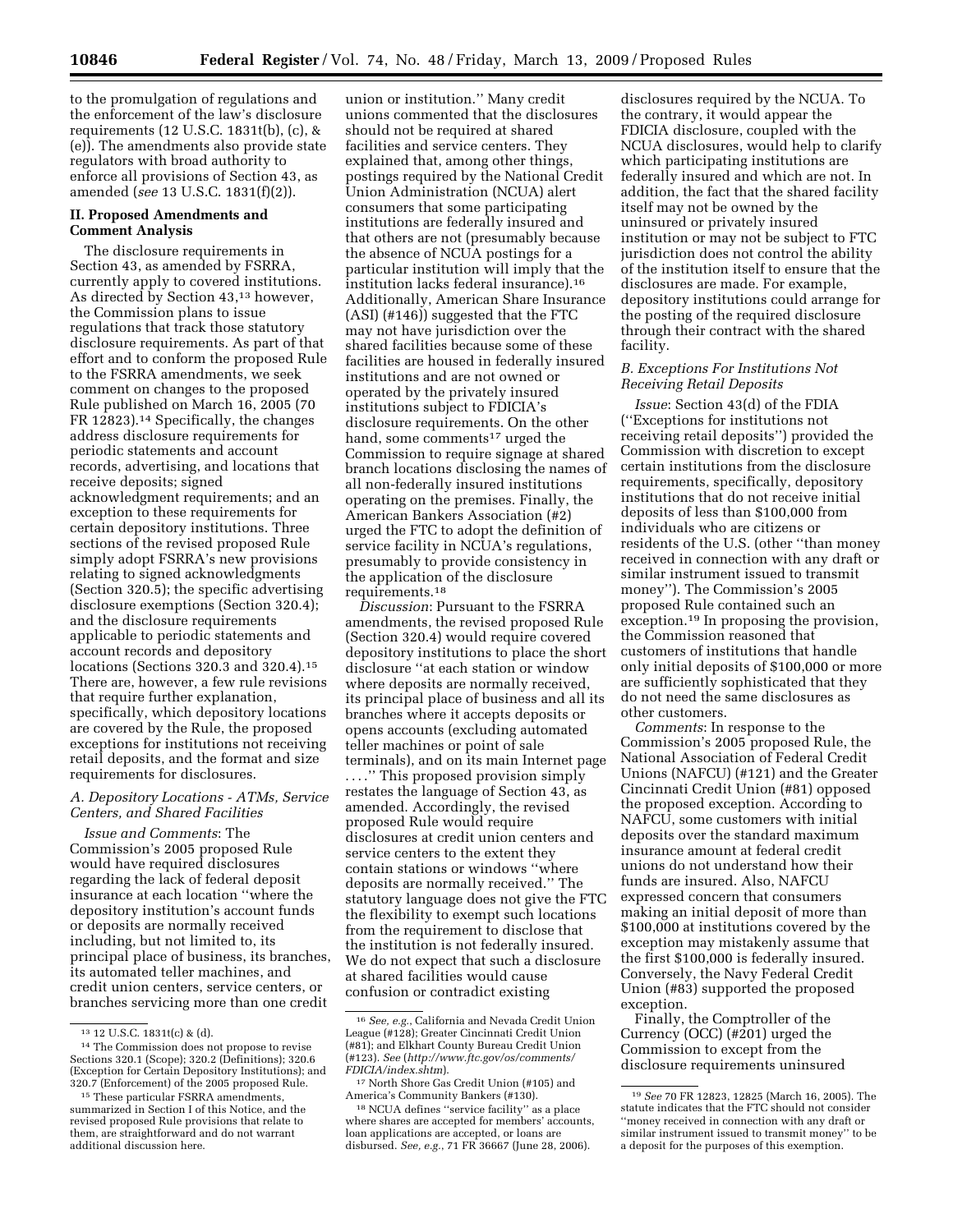to the promulgation of regulations and the enforcement of the law's disclosure requirements (12 U.S.C. 1831t(b), (c), & (e)). The amendments also provide state regulators with broad authority to enforce all provisions of Section 43, as amended (*see* 13 U.S.C. 1831(f)(2)).

## II. Proposed Amendments and Comment Analysis

The disclosure requirements in Section 43, as amended by FSRRA, currently apply to covered institutions. As directed by Section 43,[13] however, the Commission plans to issue regulations that track those statutory disclosure requirements. As part of that effort and to conform the proposed Rule to the FSRRA amendments, we seek comment on changes to the proposed Rule published on March 16, 2005 (70 FR 12823).[14] Specifically, the changes address disclosure requirements for periodic statements and account records, advertising, and locations that receive deposits; signed acknowledgment requirements; and an exception to these requirements for certain depository institutions. Three sections of the revised proposed Rule simply adopt FSRRA's new provisions relating to signed acknowledgments (Section 320.5); the specific advertising disclosure exemptions (Section 320.4); and the disclosure requirements applicable to periodic statements and account records and depository locations (Sections 320.3 and 320.4).[15] There are, however, a few rule revisions that require further explanation, specifically, which depository locations are covered by the Rule, the proposed exceptions for institutions not receiving retail deposits, and the format and size requirements for disclosures.

### A. Depository Locations - ATMs, Service Centers, and Shared Facilities

*Issue and Comments*: The Commission's 2005 proposed Rule would have required disclosures regarding the lack of federal deposit insurance at each location "where the depository institution's account funds or deposits are normally received including, but not limited to, its principal place of business, its branches, its automated teller machines, and credit union centers, service centers, or branches servicing more than one credit union or institution." Many credit unions commented that the disclosures should not be required at shared facilities and service centers. They explained that, among other things, postings required by the National Credit Union Administration (NCUA) alert consumers that some participating institutions are federally insured and that others are not (presumably because the absence of NCUA postings for a particular institution will imply that the institution lacks federal insurance).[16] Additionally, American Share Insurance (ASI) (#146)) suggested that the FTC may not have jurisdiction over the shared facilities because some of these facilities are housed in federally insured institutions and are not owned or operated by the privately insured institutions subject to FDICIA's disclosure requirements. On the other hand, some comments[17] urged the Commission to require signage at shared branch locations disclosing the names of all non-federally insured institutions operating on the premises. Finally, the American Bankers Association (#2) urged the FTC to adopt the definition of service facility in NCUA's regulations, presumably to provide consistency in the application of the disclosure requirements.[18]

*Discussion*: Pursuant to the FSRRA amendments, the revised proposed Rule (Section 320.4) would require covered depository institutions to place the short disclosure "at each station or window where deposits are normally received, its principal place of business and all its branches where it accepts deposits or opens accounts (excluding automated teller machines or point of sale terminals), and on its main Internet page . . . ." This proposed provision simply restates the language of Section 43, as amended. Accordingly, the revised proposed Rule would require disclosures at credit union centers and service centers to the extent they contain stations or windows "where deposits are normally received." The statutory language does not give the FTC the flexibility to exempt such locations from the requirement to disclose that the institution is not federally insured. We do not expect that such a disclosure at shared facilities would cause confusion or contradict existing disclosures required by the NCUA. To the contrary, it would appear the FDICIA disclosure, coupled with the NCUA disclosures, would help to clarify which participating institutions are federally insured and which are not. In addition, the fact that the shared facility itself may not be owned by the uninsured or privately insured institution or may not be subject to FTC jurisdiction does not control the ability of the institution itself to ensure that the disclosures are made. For example, depository institutions could arrange for the posting of the required disclosure through their contract with the shared facility.

### B. Exceptions For Institutions Not Receiving Retail Deposits

*Issue*: Section 43(d) of the FDIA ("Exceptions for institutions not receiving retail deposits") provided the Commission with discretion to except certain institutions from the disclosure requirements, specifically, depository institutions that do not receive initial deposits of less than $100,000 from individuals who are citizens or residents of the U.S. (other "than money received in connection with any draft or similar instrument issued to transmit money"). The Commission's 2005 proposed Rule contained such an exception.[19] In proposing the provision, the Commission reasoned that customers of institutions that handle only initial deposits of $100,000 or more are sufficiently sophisticated that they do not need the same disclosures as other customers.

*Comments*: In response to the Commission's 2005 proposed Rule, the National Association of Federal Credit Unions (NAFCU) (#121) and the Greater Cincinnati Credit Union (#81) opposed the proposed exception. According to NAFCU, some customers with initial deposits over the standard maximum insurance amount at federal credit unions do not understand how their funds are insured. Also, NAFCU expressed concern that consumers making an initial deposit of more than $100,000 at institutions covered by the exception may mistakenly assume that the first $100,000 is federally insured. Conversely, the Navy Federal Credit Union (#83) supported the proposed exception.

Finally, the Comptroller of the Currency (OCC) (#201) urged the Commission to except from the disclosure requirements uninsured

---

[13] 12 U.S.C. 1831t(c) & (d).

[14] The Commission does not propose to revise Sections 320.1 (Scope); 320.2 (Definitions); 320.6 (Exception for Certain Depository Institutions); and 320.7 (Enforcement) of the 2005 proposed Rule.

[15] These particular FSRRA amendments, summarized in Section I of this Notice, and the revised proposed Rule provisions that relate to them, are straightforward and do not warrant additional discussion here.

[16] *See, e.g.*, California and Nevada Credit Union League (#128); Greater Cincinnati Credit Union (#81); and Elkhart County Bureau Credit Union (#123). *See* (*http://www.ftc.gov/os/comments/FDICIA/index.shtm*).

[17] North Shore Gas Credit Union (#105) and America's Community Bankers (#130).

[18] NCUA defines "service facility" as a place where shares are accepted for members' accounts, loan applications are accepted, or loans are disbursed. *See, e.g.*, 71 FR 36667 (June 28, 2006).

[19] *See* 70 FR 12823, 12825 (March 16, 2005). The statute indicates that the FTC should not consider "money received in connection with any draft or similar instrument issued to transmit money" to be a deposit for the purposes of this exemption.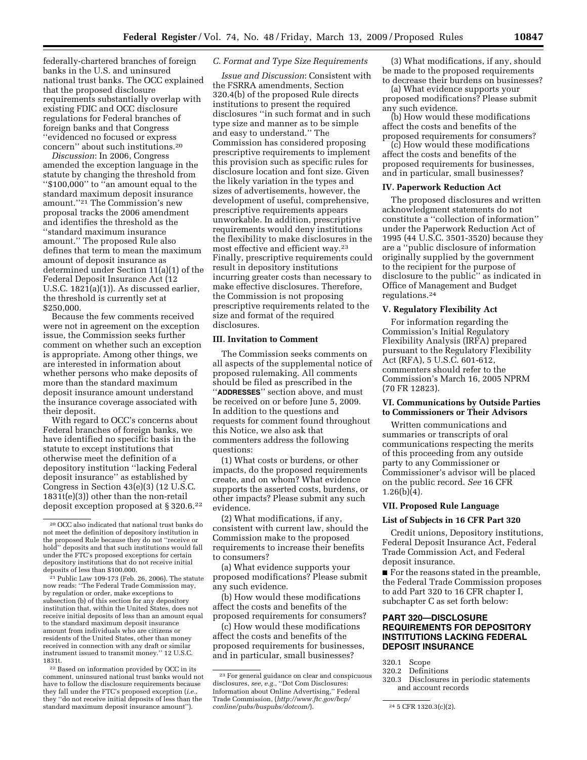federally-chartered branches of foreign banks in the U.S. and uninsured national trust banks. The OCC explained that the proposed disclosure requirements substantially overlap with existing FDIC and OCC disclosure regulations for Federal branches of foreign banks and that Congress ''evidenced no focused or express concern'' about such institutions.[20]

*Discussion*: In 2006, Congress amended the exception language in the statute by changing the threshold from ''$100,000'' to ''an amount equal to the standard maximum deposit insurance amount.''[21] The Commission's new proposal tracks the 2006 amendment and identifies the threshold as the ''standard maximum insurance amount.'' The proposed Rule also defines that term to mean the maximum amount of deposit insurance as determined under Section 11(a)(1) of the Federal Deposit Insurance Act (12 U.S.C. 1821(a)(1)). As discussed earlier, the threshold is currently set at $250,000.

Because the few comments received were not in agreement on the exception issue, the Commission seeks further comment on whether such an exception is appropriate. Among other things, we are interested in information about whether persons who make deposits of more than the standard maximum deposit insurance amount understand the insurance coverage associated with their deposit.

With regard to OCC's concerns about Federal branches of foreign banks, we have identified no specific basis in the statute to except institutions that otherwise meet the definition of a depository institution ''lacking Federal deposit insurance'' as established by Congress in Section 43(e)(3) (12 U.S.C. 1831t(e)(3)) other than the non-retail deposit exception proposed at § 320.6.[22]

[20] OCC also indicated that national trust banks do not meet the definition of depository institution in the proposed Rule because they do not ''receive or hold'' deposits and that such institutions would fall under the FTC's proposed exceptions for certain depository institutions that do not receive initial deposits of less than $100,000.

[21] Public Law 109-173 (Feb. 26, 2006). The statute now reads: ''The Federal Trade Commission may, by regulation or order, make exceptions to subsection (b) of this section for any depository institution that, within the United States, does not receive initial deposits of less than an amount equal to the standard maximum deposit insurance amount from individuals who are citizens or residents of the United States, other than money received in connection with any draft or similar instrument issued to transmit money.'' 12 U.S.C. 1831t.

[22] Based on information provided by OCC in its comment, uninsured national trust banks would not have to follow the disclosure requirements because they fall under the FTC's proposed exception (*i.e.*, they ''do not receive initial deposits of less than the standard maximum deposit insurance amount'').

### *C. Format and Type Size Requirements*

*Issue and Discussion*: Consistent with the FSRRA amendments, Section 320.4(b) of the proposed Rule directs institutions to present the required disclosures ''in such format and in such type size and manner as to be simple and easy to understand.'' The Commission has considered proposing prescriptive requirements to implement this provision such as specific rules for disclosure location and font size. Given the likely variation in the types and sizes of advertisements, however, the development of useful, comprehensive, prescriptive requirements appears unworkable. In addition, prescriptive requirements would deny institutions the flexibility to make disclosures in the most effective and efficient way.[23] Finally, prescriptive requirements could result in depository institutions incurring greater costs than necessary to make effective disclosures. Therefore, the Commission is not proposing prescriptive requirements related to the size and format of the required disclosures.

## III. Invitation to Comment

The Commission seeks comments on all aspects of the supplemental notice of proposed rulemaking. All comments should be filed as prescribed in the ''**ADDRESSES**'' section above, and must be received on or before June 5, 2009. In addition to the questions and requests for comment found throughout this Notice, we also ask that commenters address the following questions:

(1) What costs or burdens, or other impacts, do the proposed requirements create, and on whom? What evidence supports the asserted costs, burdens, or other impacts? Please submit any such evidence.

(2) What modifications, if any, consistent with current law, should the Commission make to the proposed requirements to increase their benefits to consumers?

(a) What evidence supports your proposed modifications? Please submit any such evidence.

(b) How would these modifications affect the costs and benefits of the proposed requirements for consumers?

(c) How would these modifications affect the costs and benefits of the proposed requirements for businesses, and in particular, small businesses?

[23] For general guidance on clear and conspicuous disclosures, *see, e.g.*, ''Dot Com Disclosures: Information about Online Advertising,'' Federal Trade Commission, (*http://www.ftc.gov/bcp/conline/pubs/buspubs/dotcom/*).

(3) What modifications, if any, should be made to the proposed requirements to decrease their burdens on businesses?

(a) What evidence supports your proposed modifications? Please submit any such evidence.

(b) How would these modifications affect the costs and benefits of the proposed requirements for consumers?

(c) How would these modifications affect the costs and benefits of the proposed requirements for businesses, and in particular, small businesses?

## IV. Paperwork Reduction Act

The proposed disclosures and written acknowledgment statements do not constitute a ''collection of information'' under the Paperwork Reduction Act of 1995 (44 U.S.C. 3501-3520) because they are a ''public disclosure of information originally supplied by the government to the recipient for the purpose of disclosure to the public'' as indicated in Office of Management and Budget regulations.[24]

## V. Regulatory Flexibility Act

For information regarding the Commission's Initial Regulatory Flexibility Analysis (IRFA) prepared pursuant to the Regulatory Flexibility Act (RFA), 5 U.S.C. 601-612, commenters should refer to the Commission's March 16, 2005 NPRM (70 FR 12823).

## VI. Communications by Outside Parties to Commissioners or Their Advisors

Written communications and summaries or transcripts of oral communications respecting the merits of this proceeding from any outside party to any Commissioner or Commissioner's advisor will be placed on the public record. *See* 16 CFR 1.26(b)(4).

## VII. Proposed Rule Language

### List of Subjects in 16 CFR Part 320

Credit unions, Depository institutions, Federal Deposit Insurance Act, Federal Trade Commission Act, and Federal deposit insurance.

■ For the reasons stated in the preamble, the Federal Trade Commission proposes to add Part 320 to 16 CFR chapter I, subchapter C as set forth below:

## PART 320—DISCLOSURE REQUIREMENTS FOR DEPOSITORY INSTITUTIONS LACKING FEDERAL DEPOSIT INSURANCE

320.1 Scope
320.2 Definitions
320.3 Disclosures in periodic statements and account records

[24] 5 CFR 1320.3(c)(2).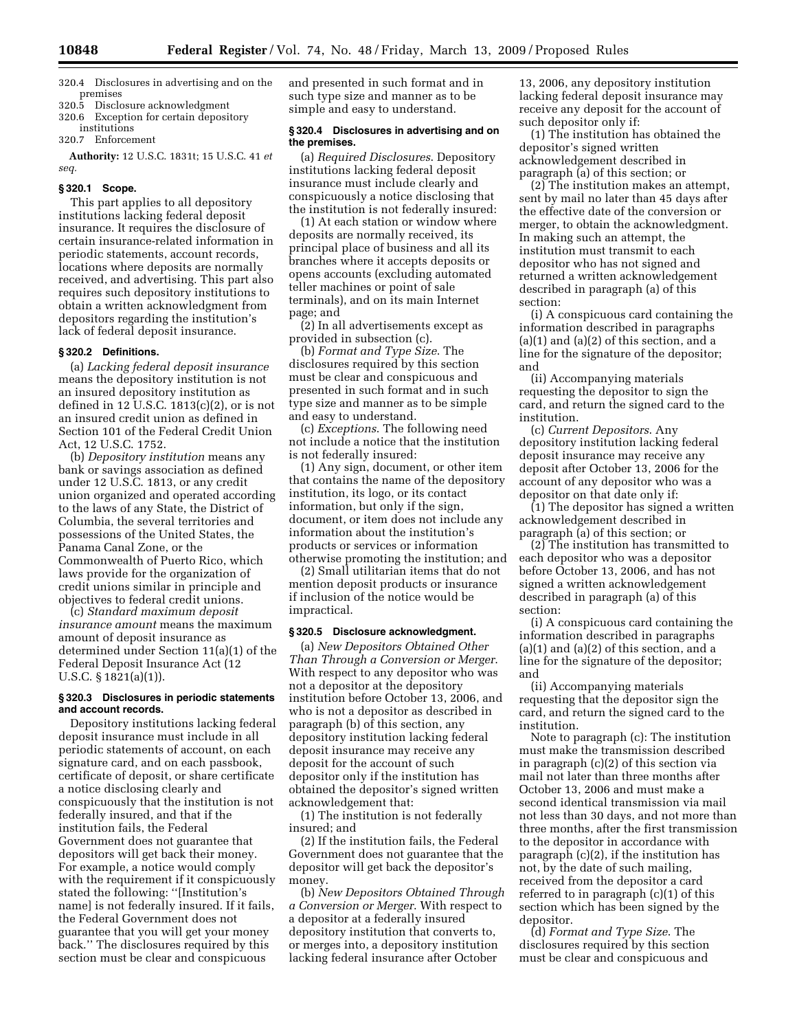320.4 Disclosures in advertising and on the premises
320.5 Disclosure acknowledgment
320.6 Exception for certain depository institutions
320.7 Enforcement

**Authority:** 12 U.S.C. 1831t; 15 U.S.C. 41 *et seq.*

### § 320.1 Scope.

This part applies to all depository institutions lacking federal deposit insurance. It requires the disclosure of certain insurance-related information in periodic statements, account records, locations where deposits are normally received, and advertising. This part also requires such depository institutions to obtain a written acknowledgment from depositors regarding the institution's lack of federal deposit insurance.

### § 320.2 Definitions.

(a) *Lacking federal deposit insurance* means the depository institution is not an insured depository institution as defined in 12 U.S.C. 1813(c)(2), or is not an insured credit union as defined in Section 101 of the Federal Credit Union Act, 12 U.S.C. 1752.

(b) *Depository institution* means any bank or savings association as defined under 12 U.S.C. 1813, or any credit union organized and operated according to the laws of any State, the District of Columbia, the several territories and possessions of the United States, the Panama Canal Zone, or the Commonwealth of Puerto Rico, which laws provide for the organization of credit unions similar in principle and objectives to federal credit unions.

(c) *Standard maximum deposit insurance amount* means the maximum amount of deposit insurance as determined under Section 11(a)(1) of the Federal Deposit Insurance Act (12 U.S.C. § 1821(a)(1)).

### § 320.3 Disclosures in periodic statements and account records.

Depository institutions lacking federal deposit insurance must include in all periodic statements of account, on each signature card, and on each passbook, certificate of deposit, or share certificate a notice disclosing clearly and conspicuously that the institution is not federally insured, and that if the institution fails, the Federal Government does not guarantee that depositors will get back their money. For example, a notice would comply with the requirement if it conspicuously stated the following: "[Institution's name] is not federally insured. If it fails, the Federal Government does not guarantee that you will get your money back." The disclosures required by this section must be clear and conspicuous and presented in such format and in such type size and manner as to be simple and easy to understand.

### § 320.4 Disclosures in advertising and on the premises.

(a) *Required Disclosures.* Depository institutions lacking federal deposit insurance must include clearly and conspicuously a notice disclosing that the institution is not federally insured:

(1) At each station or window where deposits are normally received, its principal place of business and all its branches where it accepts deposits or opens accounts (excluding automated teller machines or point of sale terminals), and on its main Internet page; and

(2) In all advertisements except as provided in subsection (c).

(b) *Format and Type Size.* The disclosures required by this section must be clear and conspicuous and presented in such format and in such type size and manner as to be simple and easy to understand.

(c) *Exceptions.* The following need not include a notice that the institution is not federally insured:

(1) Any sign, document, or other item that contains the name of the depository institution, its logo, or its contact information, but only if the sign, document, or item does not include any information about the institution's products or services or information otherwise promoting the institution; and

(2) Small utilitarian items that do not mention deposit products or insurance if inclusion of the notice would be impractical.

### § 320.5 Disclosure acknowledgment.

(a) *New Depositors Obtained Other Than Through a Conversion or Merger.* With respect to any depositor who was not a depositor at the depository institution before October 13, 2006, and who is not a depositor as described in paragraph (b) of this section, any depository institution lacking federal deposit insurance may receive any deposit for the account of such depositor only if the institution has obtained the depositor's signed written acknowledgement that:

(1) The institution is not federally insured; and

(2) If the institution fails, the Federal Government does not guarantee that the depositor will get back the depositor's money.

(b) *New Depositors Obtained Through a Conversion or Merger.* With respect to a depositor at a federally insured depository institution that converts to, or merges into, a depository institution lacking federal insurance after October 13, 2006, any depository institution lacking federal deposit insurance may receive any deposit for the account of such depositor only if:

(1) The institution has obtained the depositor's signed written acknowledgement described in paragraph (a) of this section; or

(2) The institution makes an attempt, sent by mail no later than 45 days after the effective date of the conversion or merger, to obtain the acknowledgment. In making such an attempt, the institution must transmit to each depositor who has not signed and returned a written acknowledgement described in paragraph (a) of this section:

(i) A conspicuous card containing the information described in paragraphs (a)(1) and (a)(2) of this section, and a line for the signature of the depositor; and

(ii) Accompanying materials requesting the depositor to sign the card, and return the signed card to the institution.

(c) *Current Depositors.* Any depository institution lacking federal deposit insurance may receive any deposit after October 13, 2006 for the account of any depositor who was a depositor on that date only if:

(1) The depositor has signed a written acknowledgement described in paragraph (a) of this section; or

(2) The institution has transmitted to each depositor who was a depositor before October 13, 2006, and has not signed a written acknowledgement described in paragraph (a) of this section:

(i) A conspicuous card containing the information described in paragraphs (a)(1) and (a)(2) of this section, and a line for the signature of the depositor; and

(ii) Accompanying materials requesting that the depositor sign the card, and return the signed card to the institution.

Note to paragraph (c): The institution must make the transmission described in paragraph (c)(2) of this section via mail not later than three months after October 13, 2006 and must make a second identical transmission via mail not less than 30 days, and not more than three months, after the first transmission to the depositor in accordance with paragraph (c)(2), if the institution has not, by the date of such mailing, received from the depositor a card referred to in paragraph (c)(1) of this section which has been signed by the depositor.

(d) *Format and Type Size.* The disclosures required by this section must be clear and conspicuous and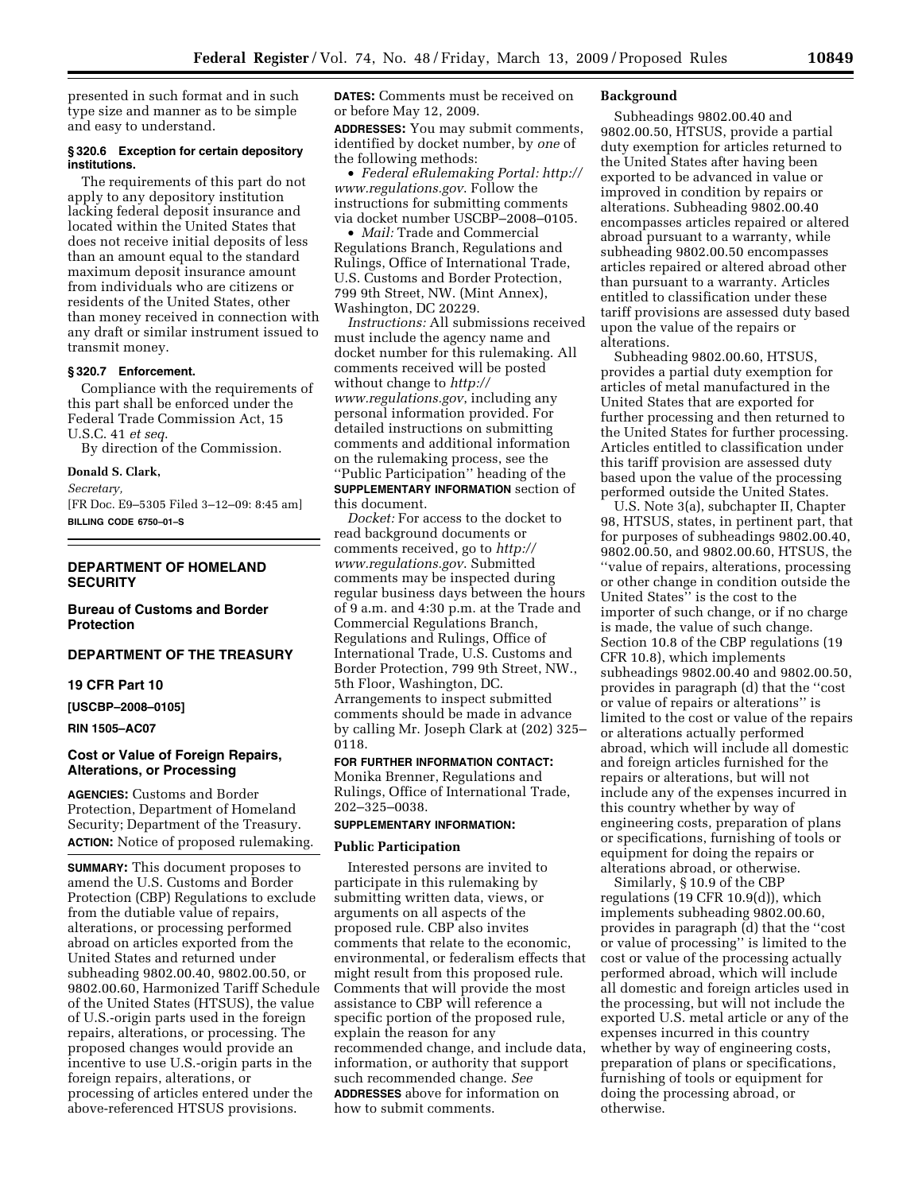presented in such format and in such type size and manner as to be simple and easy to understand.

#### § 320.6 Exception for certain depository institutions.

The requirements of this part do not apply to any depository institution lacking federal deposit insurance and located within the United States that does not receive initial deposits of less than an amount equal to the standard maximum deposit insurance amount from individuals who are citizens or residents of the United States, other than money received in connection with any draft or similar instrument issued to transmit money.

#### § 320.7 Enforcement.

Compliance with the requirements of this part shall be enforced under the Federal Trade Commission Act, 15 U.S.C. 41 *et seq*.

By direction of the Commission.

**Donald S. Clark,**

*Secretary.*

[FR Doc. E9–5305 Filed 3–12–09: 8:45 am]

**BILLING CODE 6750–01–S**

---

## DEPARTMENT OF HOMELAND SECURITY

### Bureau of Customs and Border Protection

## DEPARTMENT OF THE TREASURY

### 19 CFR Part 10

**[USCBP–2008–0105]**

**RIN 1505–AC07**

### Cost or Value of Foreign Repairs, Alterations, or Processing

**AGENCIES:** Customs and Border Protection, Department of Homeland Security; Department of the Treasury.

**ACTION:** Notice of proposed rulemaking.

**SUMMARY:** This document proposes to amend the U.S. Customs and Border Protection (CBP) Regulations to exclude from the dutiable value of repairs, alterations, or processing performed abroad on articles exported from the United States and returned under subheading 9802.00.40, 9802.00.50, or 9802.00.60, Harmonized Tariff Schedule of the United States (HTSUS), the value of U.S.-origin parts used in the foreign repairs, alterations, or processing. The proposed changes would provide an incentive to use U.S.-origin parts in the foreign repairs, alterations, or processing of articles entered under the above-referenced HTSUS provisions.

**DATES:** Comments must be received on or before May 12, 2009.

**ADDRESSES:** You may submit comments, identified by docket number, by *one* of the following methods:

- *Federal eRulemaking Portal: http://www.regulations.gov*. Follow the instructions for submitting comments via docket number USCBP–2008–0105.
- *Mail:* Trade and Commercial Regulations Branch, Regulations and Rulings, Office of International Trade, U.S. Customs and Border Protection, 799 9th Street, NW. (Mint Annex), Washington, DC 20229.

*Instructions:* All submissions received must include the agency name and docket number for this rulemaking. All comments received will be posted without change to *http://www.regulations.gov*, including any personal information provided. For detailed instructions on submitting comments and additional information on the rulemaking process, see the ''Public Participation'' heading of the **SUPPLEMENTARY INFORMATION** section of this document.

*Docket:* For access to the docket to read background documents or comments received, go to *http://www.regulations.gov*. Submitted comments may be inspected during regular business days between the hours of 9 a.m. and 4:30 p.m. at the Trade and Commercial Regulations Branch, Regulations and Rulings, Office of International Trade, U.S. Customs and Border Protection, 799 9th Street, NW., 5th Floor, Washington, DC. Arrangements to inspect submitted comments should be made in advance by calling Mr. Joseph Clark at (202) 325–0118.

**FOR FURTHER INFORMATION CONTACT:** Monika Brenner, Regulations and Rulings, Office of International Trade, 202–325–0038.

**SUPPLEMENTARY INFORMATION:**

### Public Participation

Interested persons are invited to participate in this rulemaking by submitting written data, views, or arguments on all aspects of the proposed rule. CBP also invites comments that relate to the economic, environmental, or federalism effects that might result from this proposed rule. Comments that will provide the most assistance to CBP will reference a specific portion of the proposed rule, explain the reason for any recommended change, and include data, information, or authority that support such recommended change. *See* **ADDRESSES** above for information on how to submit comments.

### Background

Subheadings 9802.00.40 and 9802.00.50, HTSUS, provide a partial duty exemption for articles returned to the United States after having been exported to be advanced in value or improved in condition by repairs or alterations. Subheading 9802.00.40 encompasses articles repaired or altered abroad pursuant to a warranty, while subheading 9802.00.50 encompasses articles repaired or altered abroad other than pursuant to a warranty. Articles entitled to classification under these tariff provisions are assessed duty based upon the value of the repairs or alterations.

Subheading 9802.00.60, HTSUS, provides a partial duty exemption for articles of metal manufactured in the United States that are exported for further processing and then returned to the United States for further processing. Articles entitled to classification under this tariff provision are assessed duty based upon the value of the processing performed outside the United States.

U.S. Note 3(a), subchapter II, Chapter 98, HTSUS, states, in pertinent part, that for purposes of subheadings 9802.00.40, 9802.00.50, and 9802.00.60, HTSUS, the ''value of repairs, alterations, processing or other change in condition outside the United States'' is the cost to the importer of such change, or if no charge is made, the value of such change. Section 10.8 of the CBP regulations (19 CFR 10.8), which implements subheadings 9802.00.40 and 9802.00.50, provides in paragraph (d) that the ''cost or value of repairs or alterations'' is limited to the cost or value of the repairs or alterations actually performed abroad, which will include all domestic and foreign articles furnished for the repairs or alterations, but will not include any of the expenses incurred in this country whether by way of engineering costs, preparation of plans or specifications, furnishing of tools or equipment for doing the repairs or alterations abroad, or otherwise.

Similarly, § 10.9 of the CBP regulations (19 CFR 10.9(d)), which implements subheading 9802.00.60, provides in paragraph (d) that the ''cost or value of processing'' is limited to the cost or value of the processing actually performed abroad, which will include all domestic and foreign articles used in the processing, but will not include the exported U.S. metal article or any of the expenses incurred in this country whether by way of engineering costs, preparation of plans or specifications, furnishing of tools or equipment for doing the processing abroad, or otherwise.